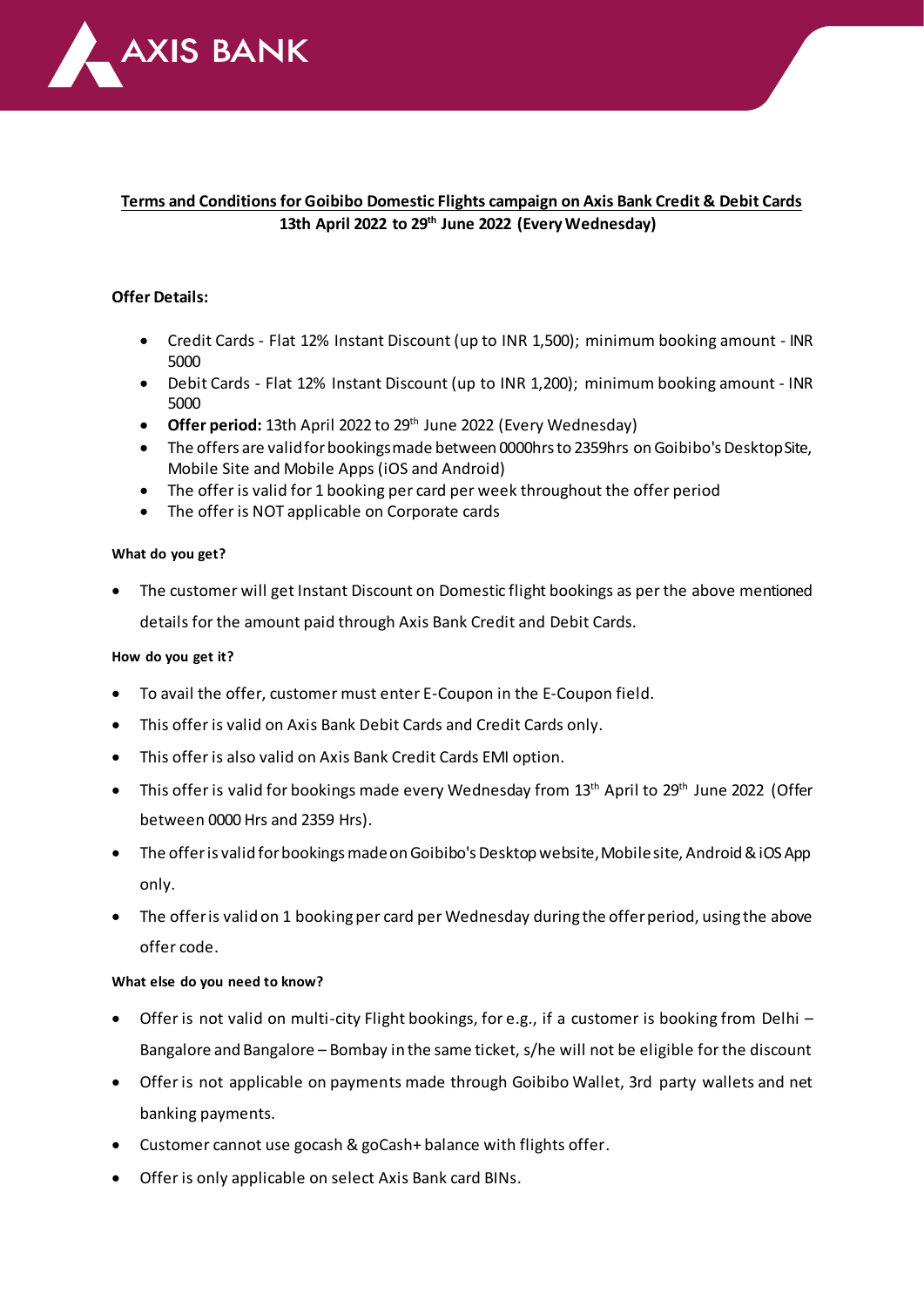# AXIS BANK

## Terms and Conditions for Goibibo Domestic Flights campaign on Axis Bank Credit & Debit Cards

**13th April 2022 to 29th June 2022 (Every Wednesday)**

**Offer Details:**

- Credit Cards - Flat 12% Instant Discount (up to INR 1,500); minimum booking amount - INR 5000
- Debit Cards - Flat 12% Instant Discount (up to INR 1,200); minimum booking amount - INR 5000
- **Offer period:** 13th April 2022 to 29th June 2022 (Every Wednesday)
- The offers are valid for bookings made between 0000hrs to 2359hrs on Goibibo's Desktop Site, Mobile Site and Mobile Apps (iOS and Android)
- The offer is valid for 1 booking per card per week throughout the offer period
- The offer is NOT applicable on Corporate cards

**What do you get?**

- The customer will get Instant Discount on Domestic flight bookings as per the above mentioned details for the amount paid through Axis Bank Credit and Debit Cards.

**How do you get it?**

- To avail the offer, customer must enter E-Coupon in the E-Coupon field.
- This offer is valid on Axis Bank Debit Cards and Credit Cards only.
- This offer is also valid on Axis Bank Credit Cards EMI option.
- This offer is valid for bookings made every Wednesday from 13th April to 29th June 2022 (Offer between 0000 Hrs and 2359 Hrs).
- The offer is valid for bookings made on Goibibo's Desktop website, Mobile site, Android & iOS App only.
- The offer is valid on 1 booking per card per Wednesday during the offer period, using the above offer code.

**What else do you need to know?**

- Offer is not valid on multi-city Flight bookings, for e.g., if a customer is booking from Delhi – Bangalore and Bangalore – Bombay in the same ticket, s/he will not be eligible for the discount
- Offer is not applicable on payments made through Goibibo Wallet, 3rd party wallets and net banking payments.
- Customer cannot use gocash & goCash+ balance with flights offer.
- Offer is only applicable on select Axis Bank card BINs.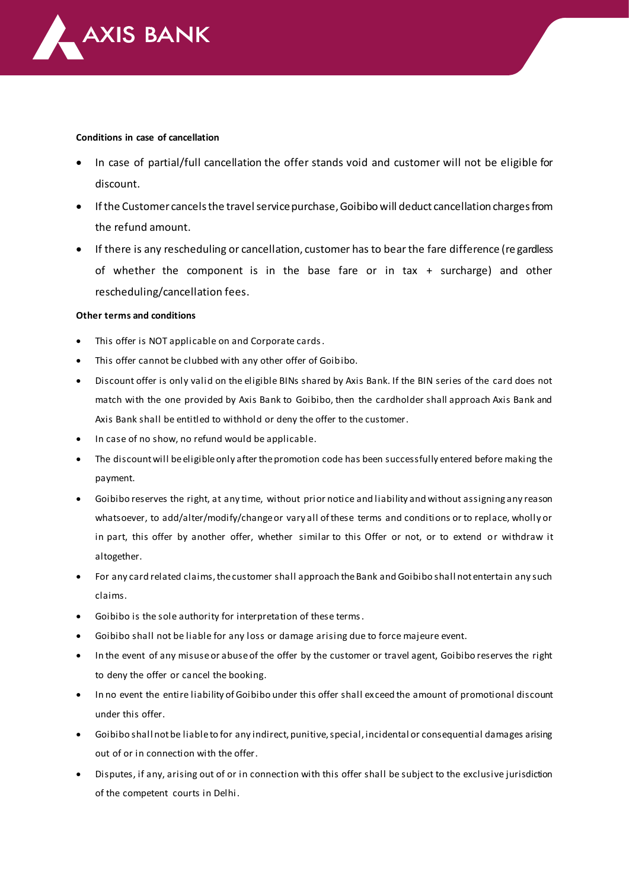**Conditions in case of cancellation**

- In case of partial/full cancellation the offer stands void and customer will not be eligible for discount.
- If the Customer cancels the travel service purchase, Goibibo will deduct cancellation charges from the refund amount.
- If there is any rescheduling or cancellation, customer has to bear the fare difference (regardless of whether the component is in the base fare or in tax + surcharge) and other rescheduling/cancellation fees.

**Other terms and conditions**

- This offer is NOT applicable on and Corporate cards.
- This offer cannot be clubbed with any other offer of Goibibo.
- Discount offer is only valid on the eligible BINs shared by Axis Bank. If the BIN series of the card does not match with the one provided by Axis Bank to Goibibo, then the cardholder shall approach Axis Bank and Axis Bank shall be entitled to withhold or deny the offer to the customer.
- In case of no show, no refund would be applicable.
- The discount will be eligible only after the promotion code has been successfully entered before making the payment.
- Goibibo reserves the right, at any time, without prior notice and liability and without assigning any reason whatsoever, to add/alter/modify/change or vary all of these terms and conditions or to replace, wholly or in part, this offer by another offer, whether similar to this Offer or not, or to extend or withdraw it altogether.
- For any card related claims, the customer shall approach the Bank and Goibibo shall not entertain any such claims.
- Goibibo is the sole authority for interpretation of these terms.
- Goibibo shall not be liable for any loss or damage arising due to force majeure event.
- In the event of any misuse or abuse of the offer by the customer or travel agent, Goibibo reserves the right to deny the offer or cancel the booking.
- In no event the entire liability of Goibibo under this offer shall exceed the amount of promotional discount under this offer.
- Goibibo shall not be liable to for any indirect, punitive, special, incidental or consequential damages arising out of or in connection with the offer.
- Disputes, if any, arising out of or in connection with this offer shall be subject to the exclusive jurisdiction of the competent courts in Delhi.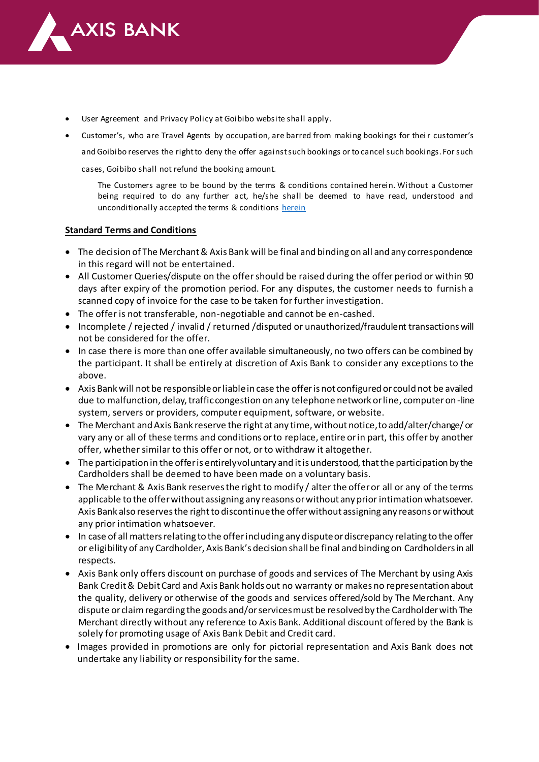- User Agreement and Privacy Policy at Goibibo website shall apply.
- Customer's, who are Travel Agents by occupation, are barred from making bookings for their customer's and Goibibo reserves the right to deny the offer against such bookings or to cancel such bookings. For such cases, Goibibo shall not refund the booking amount.

  The Customers agree to be bound by the terms & conditions contained herein. Without a Customer being required to do any further act, he/she shall be deemed to have read, understood and unconditionally accepted the terms & conditions herein

**Standard Terms and Conditions**

- The decision of The Merchant & Axis Bank will be final and binding on all and any correspondence in this regard will not be entertained.
- All Customer Queries/dispute on the offer should be raised during the offer period or within 90 days after expiry of the promotion period. For any disputes, the customer needs to furnish a scanned copy of invoice for the case to be taken for further investigation.
- The offer is not transferable, non-negotiable and cannot be en-cashed.
- Incomplete / rejected / invalid / returned /disputed or unauthorized/fraudulent transactions will not be considered for the offer.
- In case there is more than one offer available simultaneously, no two offers can be combined by the participant. It shall be entirely at discretion of Axis Bank to consider any exceptions to the above.
- Axis Bank will not be responsible or liable in case the offer is not configured or could not be availed due to malfunction, delay, traffic congestion on any telephone network or line, computer on-line system, servers or providers, computer equipment, software, or website.
- The Merchant and Axis Bank reserve the right at any time, without notice, to add/alter/change/ or vary any or all of these terms and conditions or to replace, entire or in part, this offer by another offer, whether similar to this offer or not, or to withdraw it altogether.
- The participation in the offer is entirely voluntary and it is understood, that the participation by the Cardholders shall be deemed to have been made on a voluntary basis.
- The Merchant & Axis Bank reserves the right to modify / alter the offer or all or any of the terms applicable to the offer without assigning any reasons or without any prior intimation whatsoever. Axis Bank also reserves the right to discontinue the offer without assigning any reasons or without any prior intimation whatsoever.
- In case of all matters relating to the offer including any dispute or discrepancy relating to the offer or eligibility of any Cardholder, Axis Bank's decision shall be final and binding on Cardholders in all respects.
- Axis Bank only offers discount on purchase of goods and services of The Merchant by using Axis Bank Credit & Debit Card and Axis Bank holds out no warranty or makes no representation about the quality, delivery or otherwise of the goods and services offered/sold by The Merchant. Any dispute or claim regarding the goods and/or services must be resolved by the Cardholder with The Merchant directly without any reference to Axis Bank. Additional discount offered by the Bank is solely for promoting usage of Axis Bank Debit and Credit card.
- Images provided in promotions are only for pictorial representation and Axis Bank does not undertake any liability or responsibility for the same.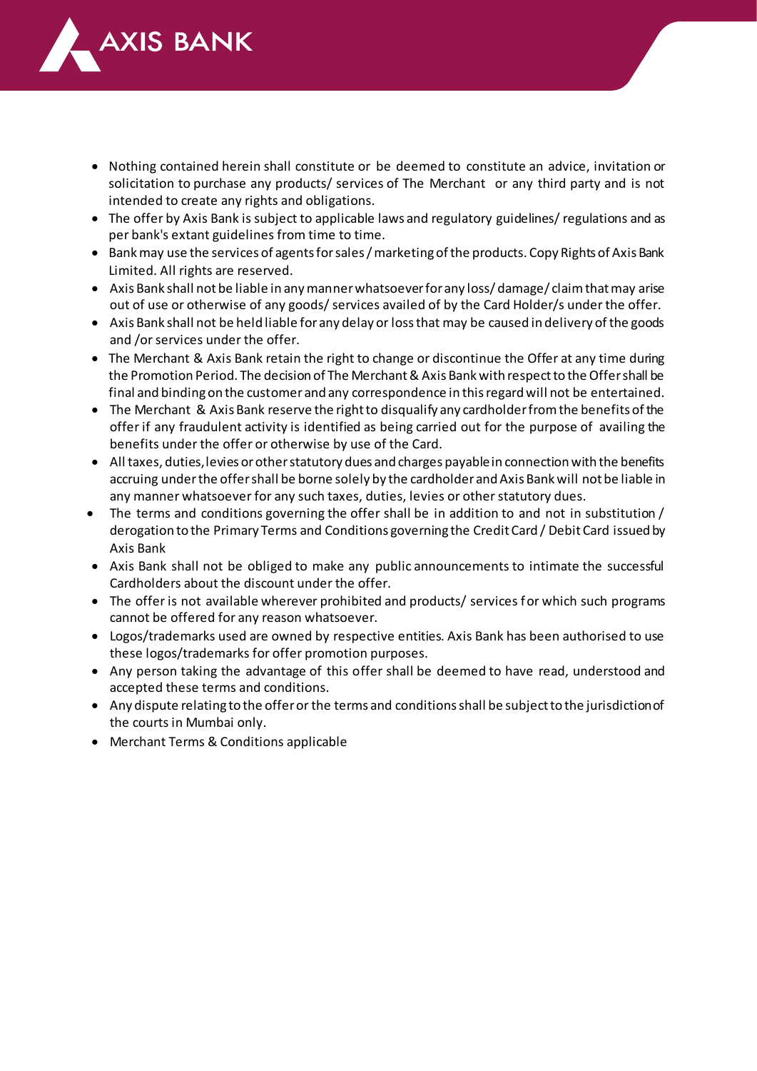- Nothing contained herein shall constitute or be deemed to constitute an advice, invitation or solicitation to purchase any products/ services of The Merchant or any third party and is not intended to create any rights and obligations.
- The offer by Axis Bank is subject to applicable laws and regulatory guidelines/ regulations and as per bank's extant guidelines from time to time.
- Bank may use the services of agents for sales / marketing of the products. Copy Rights of Axis Bank Limited. All rights are reserved.
- Axis Bank shall not be liable in any manner whatsoever for any loss/ damage/ claim that may arise out of use or otherwise of any goods/ services availed of by the Card Holder/s under the offer.
- Axis Bank shall not be held liable for any delay or loss that may be caused in delivery of the goods and /or services under the offer.
- The Merchant & Axis Bank retain the right to change or discontinue the Offer at any time during the Promotion Period. The decision of The Merchant & Axis Bank with respect to the Offer shall be final and binding on the customer and any correspondence in this regard will not be entertained.
- The Merchant & Axis Bank reserve the right to disqualify any cardholder from the benefits of the offer if any fraudulent activity is identified as being carried out for the purpose of availing the benefits under the offer or otherwise by use of the Card.
- All taxes, duties, levies or other statutory dues and charges payable in connection with the benefits accruing under the offer shall be borne solely by the cardholder and Axis Bank will not be liable in any manner whatsoever for any such taxes, duties, levies or other statutory dues.
- The terms and conditions governing the offer shall be in addition to and not in substitution / derogation to the Primary Terms and Conditions governing the Credit Card / Debit Card issued by Axis Bank
- Axis Bank shall not be obliged to make any public announcements to intimate the successful Cardholders about the discount under the offer.
- The offer is not available wherever prohibited and products/ services for which such programs cannot be offered for any reason whatsoever.
- Logos/trademarks used are owned by respective entities. Axis Bank has been authorised to use these logos/trademarks for offer promotion purposes.
- Any person taking the advantage of this offer shall be deemed to have read, understood and accepted these terms and conditions.
- Any dispute relating to the offer or the terms and conditions shall be subject to the jurisdiction of the courts in Mumbai only.
- Merchant Terms & Conditions applicable